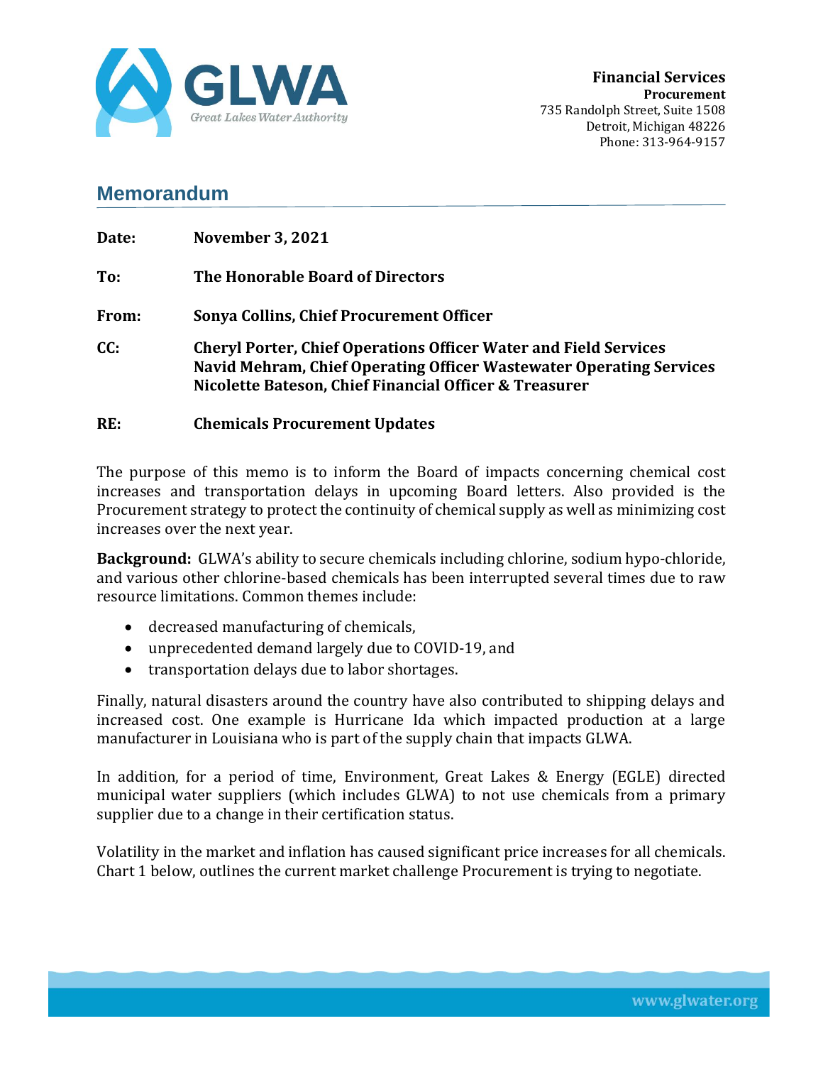GLWA
Great Lakes Water Authority

**Financial Services**
**Procurement**
735 Randolph Street, Suite 1508
Detroit, Michigan 48226
Phone: 313-964-9157

## Memorandum

**Date:** **November 3, 2021**

**To:** **The Honorable Board of Directors**

**From:** **Sonya Collins, Chief Procurement Officer**

**CC:** **Cheryl Porter, Chief Operations Officer Water and Field Services**
**Navid Mehram, Chief Operating Officer Wastewater Operating Services**
**Nicolette Bateson, Chief Financial Officer & Treasurer**

**RE:** **Chemicals Procurement Updates**

The purpose of this memo is to inform the Board of impacts concerning chemical cost increases and transportation delays in upcoming Board letters. Also provided is the Procurement strategy to protect the continuity of chemical supply as well as minimizing cost increases over the next year.

**Background:** GLWA's ability to secure chemicals including chlorine, sodium hypo-chloride, and various other chlorine-based chemicals has been interrupted several times due to raw resource limitations. Common themes include:

- decreased manufacturing of chemicals,
- unprecedented demand largely due to COVID-19, and
- transportation delays due to labor shortages.

Finally, natural disasters around the country have also contributed to shipping delays and increased cost. One example is Hurricane Ida which impacted production at a large manufacturer in Louisiana who is part of the supply chain that impacts GLWA.

In addition, for a period of time, Environment, Great Lakes & Energy (EGLE) directed municipal water suppliers (which includes GLWA) to not use chemicals from a primary supplier due to a change in their certification status.

Volatility in the market and inflation has caused significant price increases for all chemicals. Chart 1 below, outlines the current market challenge Procurement is trying to negotiate.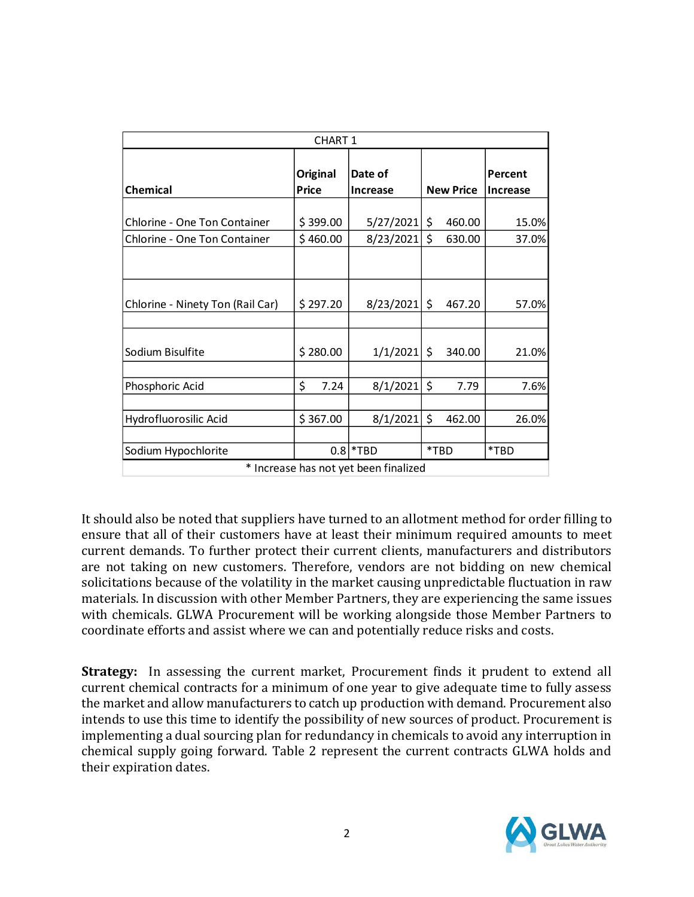| CHART 1 | | | | |
| --- | --- | --- | --- | --- |
| **Chemical** | **Original Price** | **Date of Increase** | **New Price** | **Percent Increase** |
| Chlorine - One Ton Container | $ 399.00 | 5/27/2021 | $ 460.00 | 15.0% |
| Chlorine - One Ton Container | $ 460.00 | 8/23/2021 | $ 630.00 | 37.0% |
| | | | | |
| Chlorine - Ninety Ton (Rail Car) | $ 297.20 | 8/23/2021 | $ 467.20 | 57.0% |
| | | | | |
| Sodium Bisulfite | $ 280.00 | 1/1/2021 | $ 340.00 | 21.0% |
| | | | | |
| Phosphoric Acid | $ 7.24 | 8/1/2021 | $ 7.79 | 7.6% |
| | | | | |
| Hydrofluorosilic Acid | $ 367.00 | 8/1/2021 | $ 462.00 | 26.0% |
| | | | | |
| Sodium Hypochlorite | 0.8 | *TBD | *TBD | *TBD |
| * Increase has not yet been finalized | | | | |

It should also be noted that suppliers have turned to an allotment method for order filling to ensure that all of their customers have at least their minimum required amounts to meet current demands. To further protect their current clients, manufacturers and distributors are not taking on new customers. Therefore, vendors are not bidding on new chemical solicitations because of the volatility in the market causing unpredictable fluctuation in raw materials. In discussion with other Member Partners, they are experiencing the same issues with chemicals. GLWA Procurement will be working alongside those Member Partners to coordinate efforts and assist where we can and potentially reduce risks and costs.

**Strategy:** In assessing the current market, Procurement finds it prudent to extend all current chemical contracts for a minimum of one year to give adequate time to fully assess the market and allow manufacturers to catch up production with demand. Procurement also intends to use this time to identify the possibility of new sources of product. Procurement is implementing a dual sourcing plan for redundancy in chemicals to avoid any interruption in chemical supply going forward. Table 2 represent the current contracts GLWA holds and their expiration dates.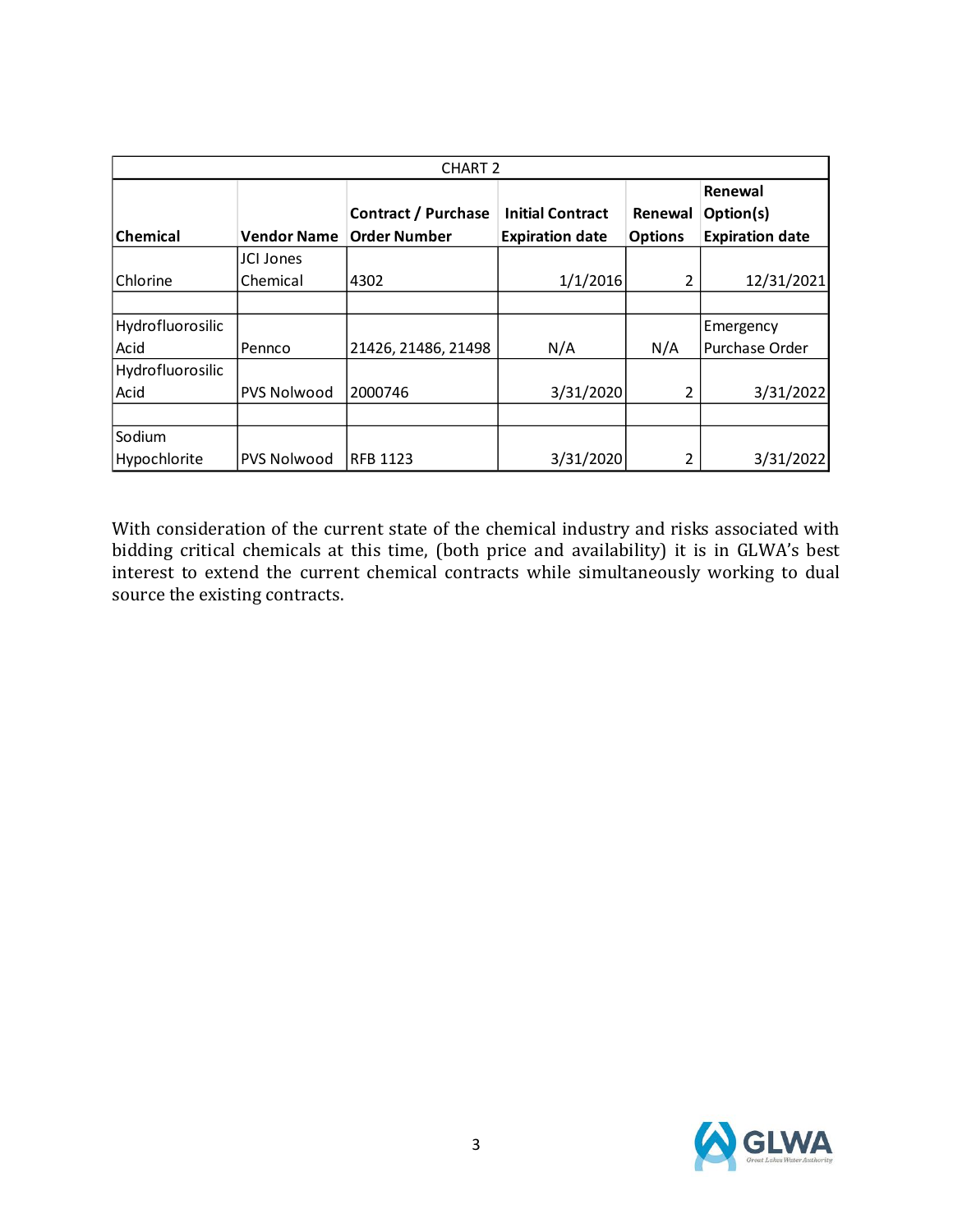| CHART 2 | | | | | |
|---|---|---|---|---|---|
| **Chemical** | **Vendor Name** | **Contract / Purchase Order Number** | **Initial Contract Expiration date** | **Renewal Options** | **Renewal Option(s) Expiration date** |
| Chlorine | JCI Jones Chemical | 4302 | 1/1/2016 | 2 | 12/31/2021 |
| | | | | | |
| Hydrofluorosilic Acid | Pennco | 21426, 21486, 21498 | N/A | N/A | Emergency Purchase Order |
| Hydrofluorosilic Acid | PVS Nolwood | 2000746 | 3/31/2020 | 2 | 3/31/2022 |
| | | | | | |
| Sodium Hypochlorite | PVS Nolwood | RFB 1123 | 3/31/2020 | 2 | 3/31/2022 |

With consideration of the current state of the chemical industry and risks associated with bidding critical chemicals at this time, (both price and availability) it is in GLWA's best interest to extend the current chemical contracts while simultaneously working to dual source the existing contracts.